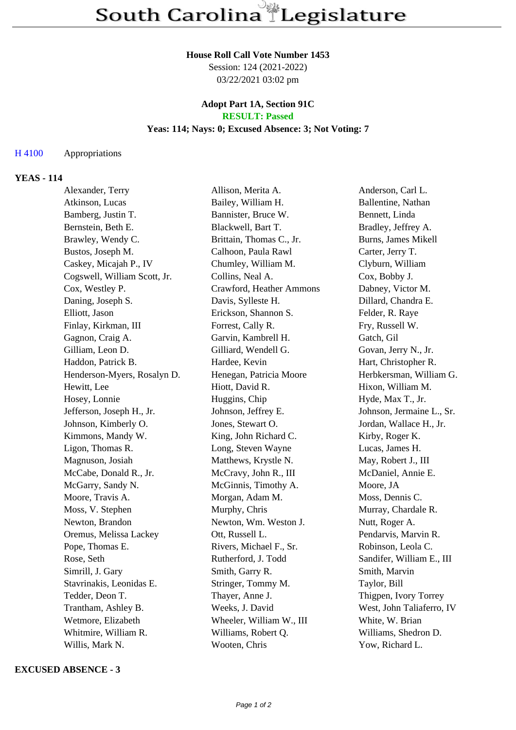# South Carolina Legislature

**House Roll Call Vote Number 1453**
Session: 124 (2021-2022)
03/22/2021 03:02 pm

**Adopt Part 1A, Section 91C**
**RESULT: Passed**
**Yeas: 114; Nays: 0; Excused Absence: 3; Not Voting: 7**

H 4100 Appropriations

## YEAS - 114

| | | |
|---|---|---|
| Alexander, Terry | Allison, Merita A. | Anderson, Carl L. |
| Atkinson, Lucas | Bailey, William H. | Ballentine, Nathan |
| Bamberg, Justin T. | Bannister, Bruce W. | Bennett, Linda |
| Bernstein, Beth E. | Blackwell, Bart T. | Bradley, Jeffrey A. |
| Brawley, Wendy C. | Brittain, Thomas C., Jr. | Burns, James Mikell |
| Bustos, Joseph M. | Calhoon, Paula Rawl | Carter, Jerry T. |
| Caskey, Micajah P., IV | Chumley, William M. | Clyburn, William |
| Cogswell, William Scott, Jr. | Collins, Neal A. | Cox, Bobby J. |
| Cox, Westley P. | Crawford, Heather Ammons | Dabney, Victor M. |
| Daning, Joseph S. | Davis, Sylleste H. | Dillard, Chandra E. |
| Elliott, Jason | Erickson, Shannon S. | Felder, R. Raye |
| Finlay, Kirkman, III | Forrest, Cally R. | Fry, Russell W. |
| Gagnon, Craig A. | Garvin, Kambrell H. | Gatch, Gil |
| Gilliam, Leon D. | Gilliard, Wendell G. | Govan, Jerry N., Jr. |
| Haddon, Patrick B. | Hardee, Kevin | Hart, Christopher R. |
| Henderson-Myers, Rosalyn D. | Henegan, Patricia Moore | Herbkersman, William G. |
| Hewitt, Lee | Hiott, David R. | Hixon, William M. |
| Hosey, Lonnie | Huggins, Chip | Hyde, Max T., Jr. |
| Jefferson, Joseph H., Jr. | Johnson, Jeffrey E. | Johnson, Jermaine L., Sr. |
| Johnson, Kimberly O. | Jones, Stewart O. | Jordan, Wallace H., Jr. |
| Kimmons, Mandy W. | King, John Richard C. | Kirby, Roger K. |
| Ligon, Thomas R. | Long, Steven Wayne | Lucas, James H. |
| Magnuson, Josiah | Matthews, Krystle N. | May, Robert J., III |
| McCabe, Donald R., Jr. | McCravy, John R., III | McDaniel, Annie E. |
| McGarry, Sandy N. | McGinnis, Timothy A. | Moore, JA |
| Moore, Travis A. | Morgan, Adam M. | Moss, Dennis C. |
| Moss, V. Stephen | Murphy, Chris | Murray, Chardale R. |
| Newton, Brandon | Newton, Wm. Weston J. | Nutt, Roger A. |
| Oremus, Melissa Lackey | Ott, Russell L. | Pendarvis, Marvin R. |
| Pope, Thomas E. | Rivers, Michael F., Sr. | Robinson, Leola C. |
| Rose, Seth | Rutherford, J. Todd | Sandifer, William E., III |
| Simrill, J. Gary | Smith, Garry R. | Smith, Marvin |
| Stavrinakis, Leonidas E. | Stringer, Tommy M. | Taylor, Bill |
| Tedder, Deon T. | Thayer, Anne J. | Thigpen, Ivory Torrey |
| Trantham, Ashley B. | Weeks, J. David | West, John Taliaferro, IV |
| Wetmore, Elizabeth | Wheeler, William W., III | White, W. Brian |
| Whitmire, William R. | Williams, Robert Q. | Williams, Shedron D. |
| Willis, Mark N. | Wooten, Chris | Yow, Richard L. |

## EXCUSED ABSENCE - 3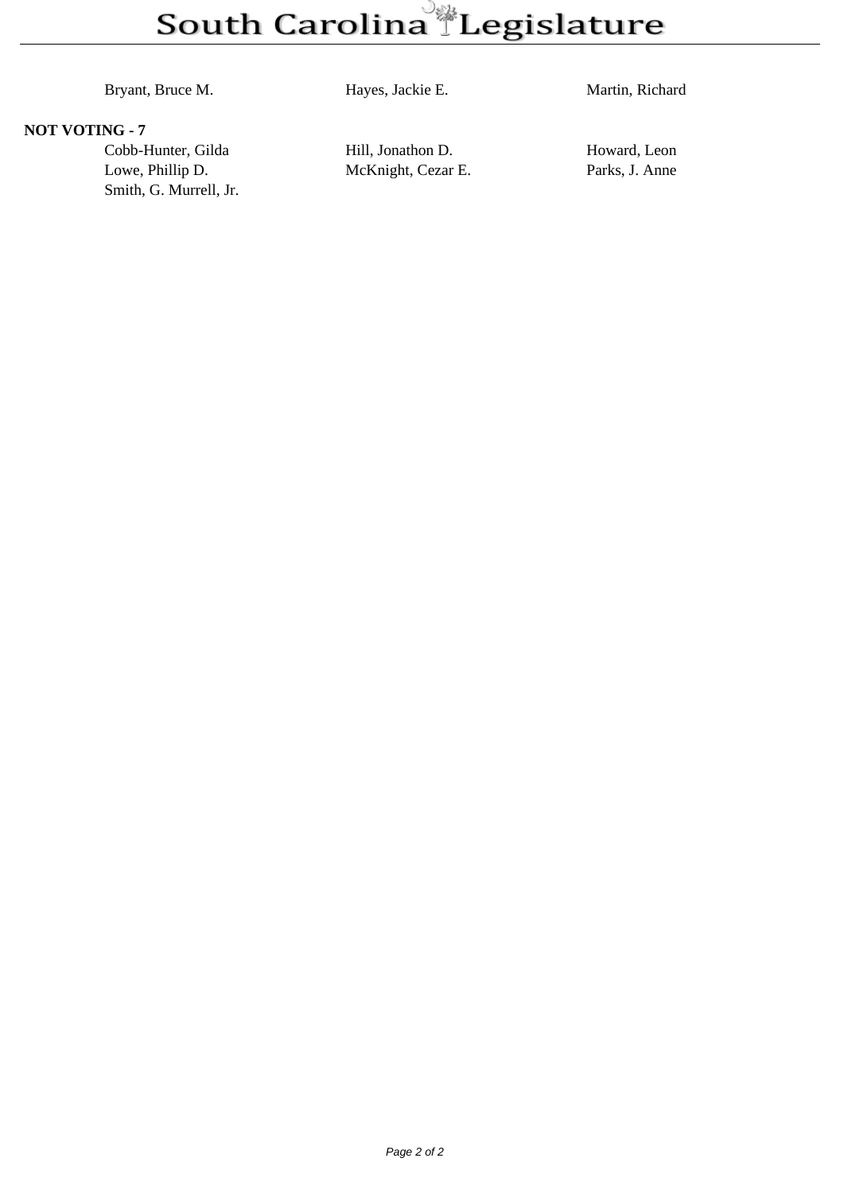| | | |
|---|---|---|
| Bryant, Bruce M. | Hayes, Jackie E. | Martin, Richard |

**NOT VOTING - 7**

| | | |
|---|---|---|
| Cobb-Hunter, Gilda | Hill, Jonathon D. | Howard, Leon |
| Lowe, Phillip D. | McKnight, Cezar E. | Parks, J. Anne |
| Smith, G. Murrell, Jr. | | |